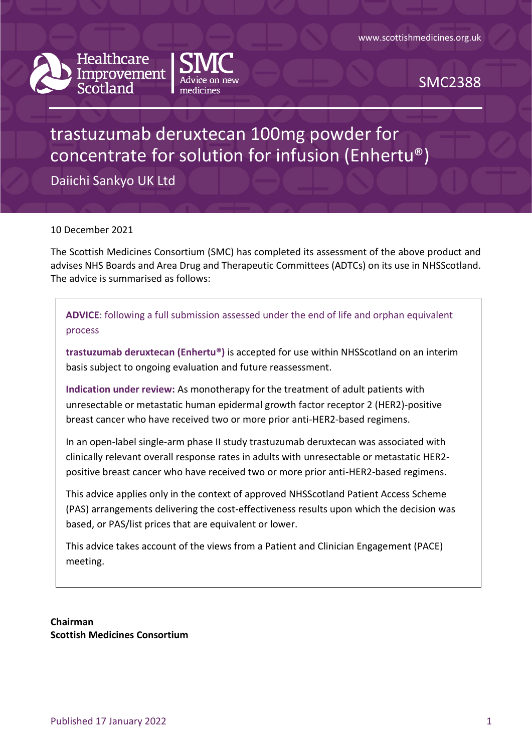www.scottishmedicines.org.uk

Healthcare Improvement Scotland | SMC Advice on new medicines

SMC2388

# trastuzumab deruxtecan 100mg powder for concentrate for solution for infusion (Enhertu®)

Daiichi Sankyo UK Ltd

10 December 2021

The Scottish Medicines Consortium (SMC) has completed its assessment of the above product and advises NHS Boards and Area Drug and Therapeutic Committees (ADTCs) on its use in NHSScotland. The advice is summarised as follows:

**ADVICE**: following a full submission assessed under the end of life and orphan equivalent process

**trastuzumab deruxtecan (Enhertu®)** is accepted for use within NHSScotland on an interim basis subject to ongoing evaluation and future reassessment.

**Indication under review:** As monotherapy for the treatment of adult patients with unresectable or metastatic human epidermal growth factor receptor 2 (HER2)-positive breast cancer who have received two or more prior anti-HER2-based regimens.

In an open-label single-arm phase II study trastuzumab deruxtecan was associated with clinically relevant overall response rates in adults with unresectable or metastatic HER2-positive breast cancer who have received two or more prior anti-HER2-based regimens.

This advice applies only in the context of approved NHSScotland Patient Access Scheme (PAS) arrangements delivering the cost-effectiveness results upon which the decision was based, or PAS/list prices that are equivalent or lower.

This advice takes account of the views from a Patient and Clinician Engagement (PACE) meeting.

**Chairman**
**Scottish Medicines Consortium**

Published 17 January 2022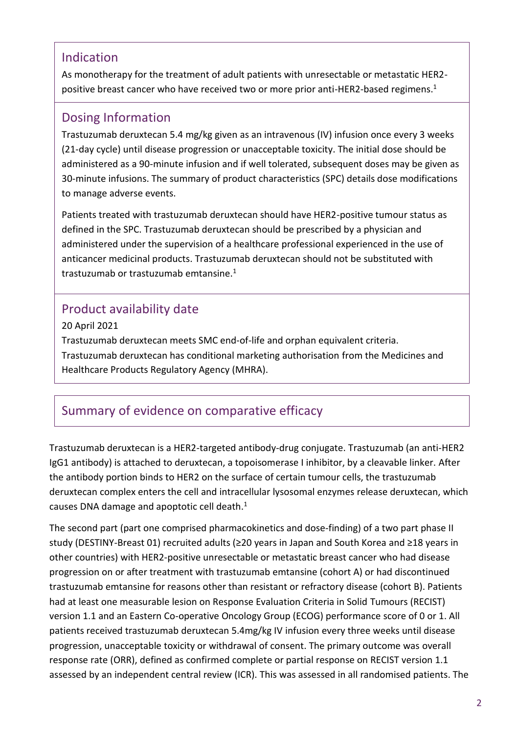## Indication

As monotherapy for the treatment of adult patients with unresectable or metastatic HER2-positive breast cancer who have received two or more prior anti-HER2-based regimens.[1]

## Dosing Information

Trastuzumab deruxtecan 5.4 mg/kg given as an intravenous (IV) infusion once every 3 weeks (21-day cycle) until disease progression or unacceptable toxicity. The initial dose should be administered as a 90-minute infusion and if well tolerated, subsequent doses may be given as 30-minute infusions. The summary of product characteristics (SPC) details dose modifications to manage adverse events.

Patients treated with trastuzumab deruxtecan should have HER2-positive tumour status as defined in the SPC. Trastuzumab deruxtecan should be prescribed by a physician and administered under the supervision of a healthcare professional experienced in the use of anticancer medicinal products. Trastuzumab deruxtecan should not be substituted with trastuzumab or trastuzumab emtansine.[1]

## Product availability date

20 April 2021

Trastuzumab deruxtecan meets SMC end-of-life and orphan equivalent criteria.

Trastuzumab deruxtecan has conditional marketing authorisation from the Medicines and Healthcare Products Regulatory Agency (MHRA).

## Summary of evidence on comparative efficacy

Trastuzumab deruxtecan is a HER2-targeted antibody-drug conjugate. Trastuzumab (an anti-HER2 IgG1 antibody) is attached to deruxtecan, a topoisomerase I inhibitor, by a cleavable linker. After the antibody portion binds to HER2 on the surface of certain tumour cells, the trastuzumab deruxtecan complex enters the cell and intracellular lysosomal enzymes release deruxtecan, which causes DNA damage and apoptotic cell death.[1]

The second part (part one comprised pharmacokinetics and dose-finding) of a two part phase II study (DESTINY-Breast 01) recruited adults (≥20 years in Japan and South Korea and ≥18 years in other countries) with HER2-positive unresectable or metastatic breast cancer who had disease progression on or after treatment with trastuzumab emtansine (cohort A) or had discontinued trastuzumab emtansine for reasons other than resistant or refractory disease (cohort B). Patients had at least one measurable lesion on Response Evaluation Criteria in Solid Tumours (RECIST) version 1.1 and an Eastern Co-operative Oncology Group (ECOG) performance score of 0 or 1. All patients received trastuzumab deruxtecan 5.4mg/kg IV infusion every three weeks until disease progression, unacceptable toxicity or withdrawal of consent. The primary outcome was overall response rate (ORR), defined as confirmed complete or partial response on RECIST version 1.1 assessed by an independent central review (ICR). This was assessed in all randomised patients. The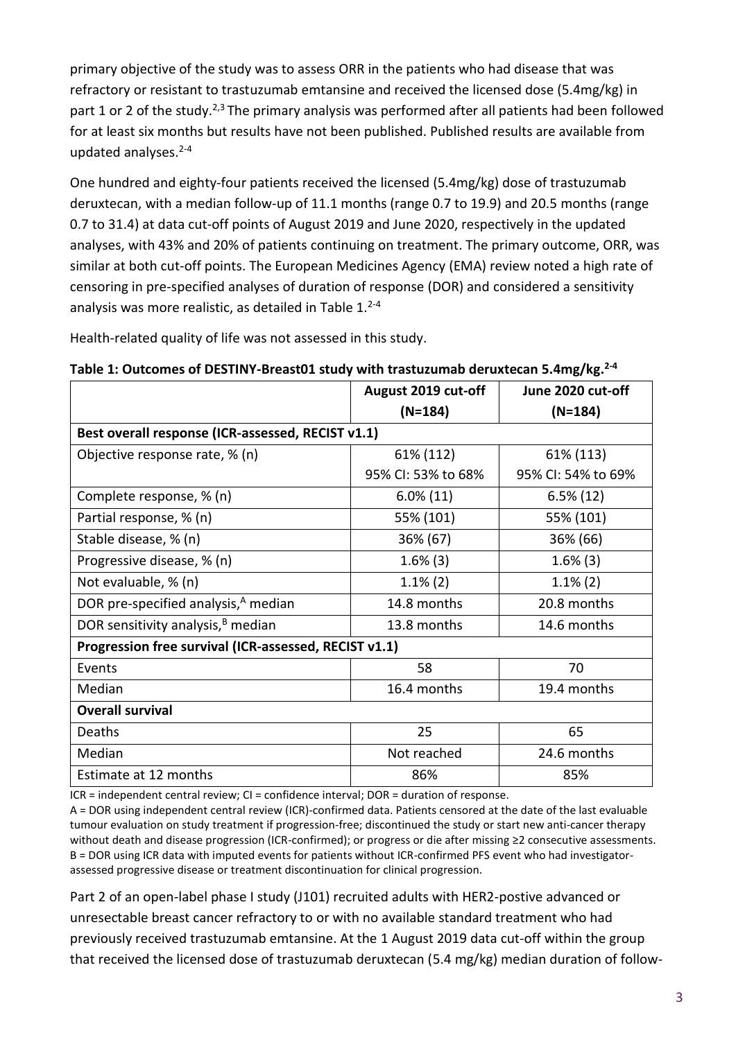primary objective of the study was to assess ORR in the patients who had disease that was refractory or resistant to trastuzumab emtansine and received the licensed dose (5.4mg/kg) in part 1 or 2 of the study.[2,3] The primary analysis was performed after all patients had been followed for at least six months but results have not been published. Published results are available from updated analyses.[2-4]

One hundred and eighty-four patients received the licensed (5.4mg/kg) dose of trastuzumab deruxtecan, with a median follow-up of 11.1 months (range 0.7 to 19.9) and 20.5 months (range 0.7 to 31.4) at data cut-off points of August 2019 and June 2020, respectively in the updated analyses, with 43% and 20% of patients continuing on treatment. The primary outcome, ORR, was similar at both cut-off points. The European Medicines Agency (EMA) review noted a high rate of censoring in pre-specified analyses of duration of response (DOR) and considered a sensitivity analysis was more realistic, as detailed in Table 1.[2-4]

Health-related quality of life was not assessed in this study.

**Table 1: Outcomes of DESTINY-Breast01 study with trastuzumab deruxtecan 5.4mg/kg.[2-4]**

| | August 2019 cut-off (N=184) | June 2020 cut-off (N=184) |
|---|---|---|
| **Best overall response (ICR-assessed, RECIST v1.1)** | | |
| Objective response rate, % (n) | 61% (112)<br>95% CI: 53% to 68% | 61% (113)<br>95% CI: 54% to 69% |
| Complete response, % (n) | 6.0% (11) | 6.5% (12) |
| Partial response, % (n) | 55% (101) | 55% (101) |
| Stable disease, % (n) | 36% (67) | 36% (66) |
| Progressive disease, % (n) | 1.6% (3) | 1.6% (3) |
| Not evaluable, % (n) | 1.1% (2) | 1.1% (2) |
| DOR pre-specified analysis,[A] median | 14.8 months | 20.8 months |
| DOR sensitivity analysis,[B] median | 13.8 months | 14.6 months |
| **Progression free survival (ICR-assessed, RECIST v1.1)** | | |
| Events | 58 | 70 |
| Median | 16.4 months | 19.4 months |
| **Overall survival** | | |
| Deaths | 25 | 65 |
| Median | Not reached | 24.6 months |
| Estimate at 12 months | 86% | 85% |

ICR = independent central review; CI = confidence interval; DOR = duration of response.
A = DOR using independent central review (ICR)-confirmed data. Patients censored at the date of the last evaluable tumour evaluation on study treatment if progression-free; discontinued the study or start new anti-cancer therapy without death and disease progression (ICR-confirmed); or progress or die after missing ≥2 consecutive assessments.
B = DOR using ICR data with imputed events for patients without ICR-confirmed PFS event who had investigator-assessed progressive disease or treatment discontinuation for clinical progression.

Part 2 of an open-label phase I study (J101) recruited adults with HER2-postive advanced or unresectable breast cancer refractory to or with no available standard treatment who had previously received trastuzumab emtansine. At the 1 August 2019 data cut-off within the group that received the licensed dose of trastuzumab deruxtecan (5.4 mg/kg) median duration of follow-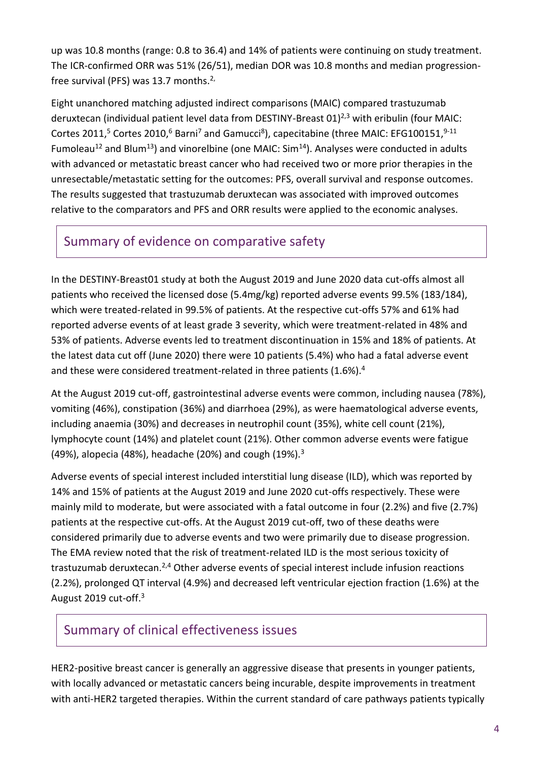up was 10.8 months (range: 0.8 to 36.4) and 14% of patients were continuing on study treatment. The ICR-confirmed ORR was 51% (26/51), median DOR was 10.8 months and median progression-free survival (PFS) was 13.7 months.[2,]

Eight unanchored matching adjusted indirect comparisons (MAIC) compared trastuzumab deruxtecan (individual patient level data from DESTINY-Breast 01)[2,3] with eribulin (four MAIC: Cortes 2011,[5] Cortes 2010,[6] Barni[7] and Gamucci[8]), capecitabine (three MAIC: EFG100151,[9-11] Fumoleau[12] and Blum[13]) and vinorelbine (one MAIC: Sim[14]). Analyses were conducted in adults with advanced or metastatic breast cancer who had received two or more prior therapies in the unresectable/metastatic setting for the outcomes: PFS, overall survival and response outcomes. The results suggested that trastuzumab deruxtecan was associated with improved outcomes relative to the comparators and PFS and ORR results were applied to the economic analyses.

## Summary of evidence on comparative safety

In the DESTINY-Breast01 study at both the August 2019 and June 2020 data cut-offs almost all patients who received the licensed dose (5.4mg/kg) reported adverse events 99.5% (183/184), which were treated-related in 99.5% of patients. At the respective cut-offs 57% and 61% had reported adverse events of at least grade 3 severity, which were treatment-related in 48% and 53% of patients. Adverse events led to treatment discontinuation in 15% and 18% of patients. At the latest data cut off (June 2020) there were 10 patients (5.4%) who had a fatal adverse event and these were considered treatment-related in three patients (1.6%).[4]

At the August 2019 cut-off, gastrointestinal adverse events were common, including nausea (78%), vomiting (46%), constipation (36%) and diarrhoea (29%), as were haematological adverse events, including anaemia (30%) and decreases in neutrophil count (35%), white cell count (21%), lymphocyte count (14%) and platelet count (21%). Other common adverse events were fatigue (49%), alopecia (48%), headache (20%) and cough (19%).[3]

Adverse events of special interest included interstitial lung disease (ILD), which was reported by 14% and 15% of patients at the August 2019 and June 2020 cut-offs respectively. These were mainly mild to moderate, but were associated with a fatal outcome in four (2.2%) and five (2.7%) patients at the respective cut-offs. At the August 2019 cut-off, two of these deaths were considered primarily due to adverse events and two were primarily due to disease progression. The EMA review noted that the risk of treatment-related ILD is the most serious toxicity of trastuzumab deruxtecan.[2,4] Other adverse events of special interest include infusion reactions (2.2%), prolonged QT interval (4.9%) and decreased left ventricular ejection fraction (1.6%) at the August 2019 cut-off.[3]

## Summary of clinical effectiveness issues

HER2-positive breast cancer is generally an aggressive disease that presents in younger patients, with locally advanced or metastatic cancers being incurable, despite improvements in treatment with anti-HER2 targeted therapies. Within the current standard of care pathways patients typically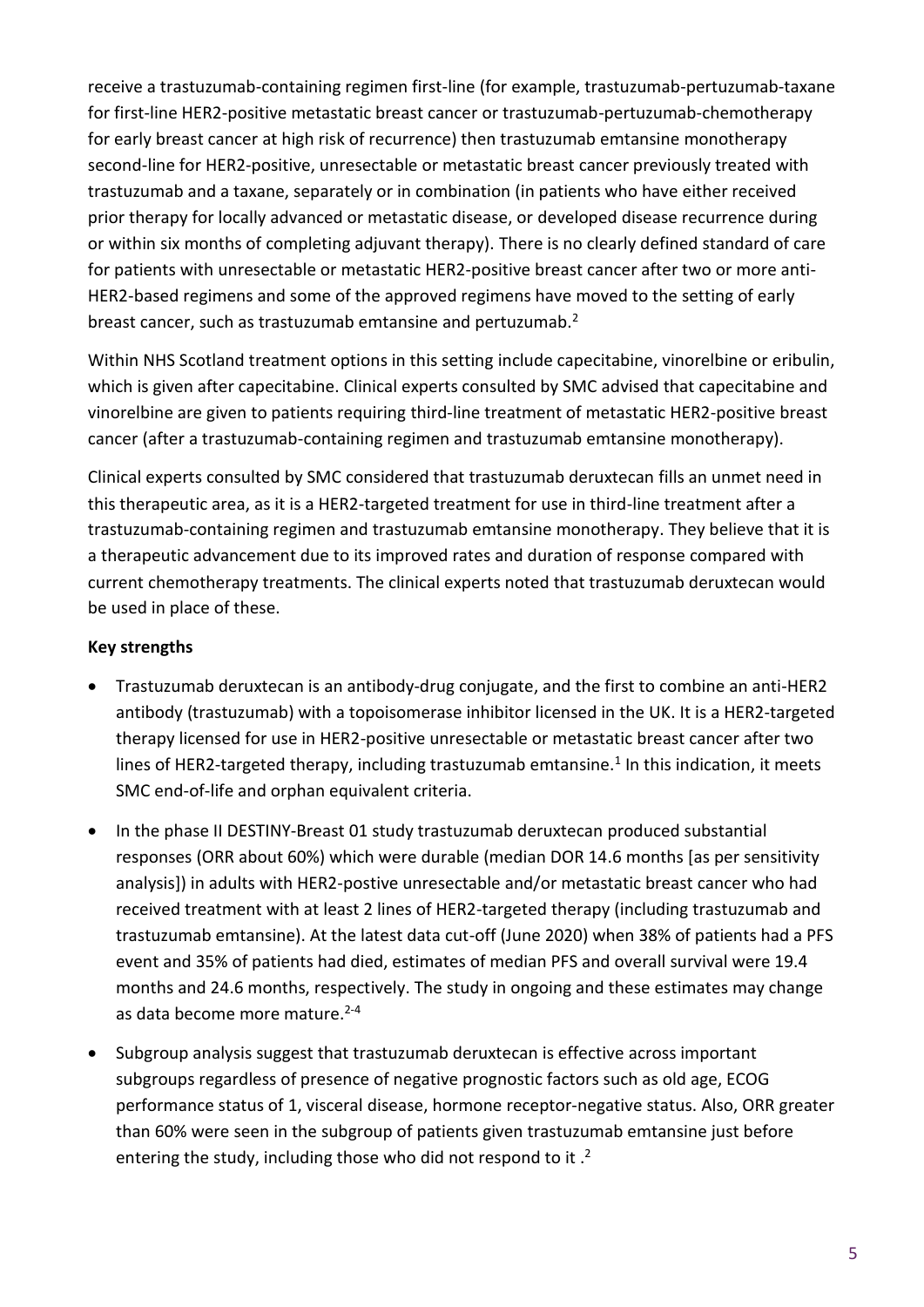receive a trastuzumab-containing regimen first-line (for example, trastuzumab-pertuzumab-taxane for first-line HER2-positive metastatic breast cancer or trastuzumab-pertuzumab-chemotherapy for early breast cancer at high risk of recurrence) then trastuzumab emtansine monotherapy second-line for HER2-positive, unresectable or metastatic breast cancer previously treated with trastuzumab and a taxane, separately or in combination (in patients who have either received prior therapy for locally advanced or metastatic disease, or developed disease recurrence during or within six months of completing adjuvant therapy). There is no clearly defined standard of care for patients with unresectable or metastatic HER2-positive breast cancer after two or more anti-HER2-based regimens and some of the approved regimens have moved to the setting of early breast cancer, such as trastuzumab emtansine and pertuzumab.[2]

Within NHS Scotland treatment options in this setting include capecitabine, vinorelbine or eribulin, which is given after capecitabine. Clinical experts consulted by SMC advised that capecitabine and vinorelbine are given to patients requiring third-line treatment of metastatic HER2-positive breast cancer (after a trastuzumab-containing regimen and trastuzumab emtansine monotherapy).

Clinical experts consulted by SMC considered that trastuzumab deruxtecan fills an unmet need in this therapeutic area, as it is a HER2-targeted treatment for use in third-line treatment after a trastuzumab-containing regimen and trastuzumab emtansine monotherapy. They believe that it is a therapeutic advancement due to its improved rates and duration of response compared with current chemotherapy treatments. The clinical experts noted that trastuzumab deruxtecan would be used in place of these.

**Key strengths**

- Trastuzumab deruxtecan is an antibody-drug conjugate, and the first to combine an anti-HER2 antibody (trastuzumab) with a topoisomerase inhibitor licensed in the UK. It is a HER2-targeted therapy licensed for use in HER2-positive unresectable or metastatic breast cancer after two lines of HER2-targeted therapy, including trastuzumab emtansine.[1] In this indication, it meets SMC end-of-life and orphan equivalent criteria.
- In the phase II DESTINY-Breast 01 study trastuzumab deruxtecan produced substantial responses (ORR about 60%) which were durable (median DOR 14.6 months [as per sensitivity analysis]) in adults with HER2-postive unresectable and/or metastatic breast cancer who had received treatment with at least 2 lines of HER2-targeted therapy (including trastuzumab and trastuzumab emtansine). At the latest data cut-off (June 2020) when 38% of patients had a PFS event and 35% of patients had died, estimates of median PFS and overall survival were 19.4 months and 24.6 months, respectively. The study in ongoing and these estimates may change as data become more mature.[2-4]
- Subgroup analysis suggest that trastuzumab deruxtecan is effective across important subgroups regardless of presence of negative prognostic factors such as old age, ECOG performance status of 1, visceral disease, hormone receptor-negative status. Also, ORR greater than 60% were seen in the subgroup of patients given trastuzumab emtansine just before entering the study, including those who did not respond to it .[2]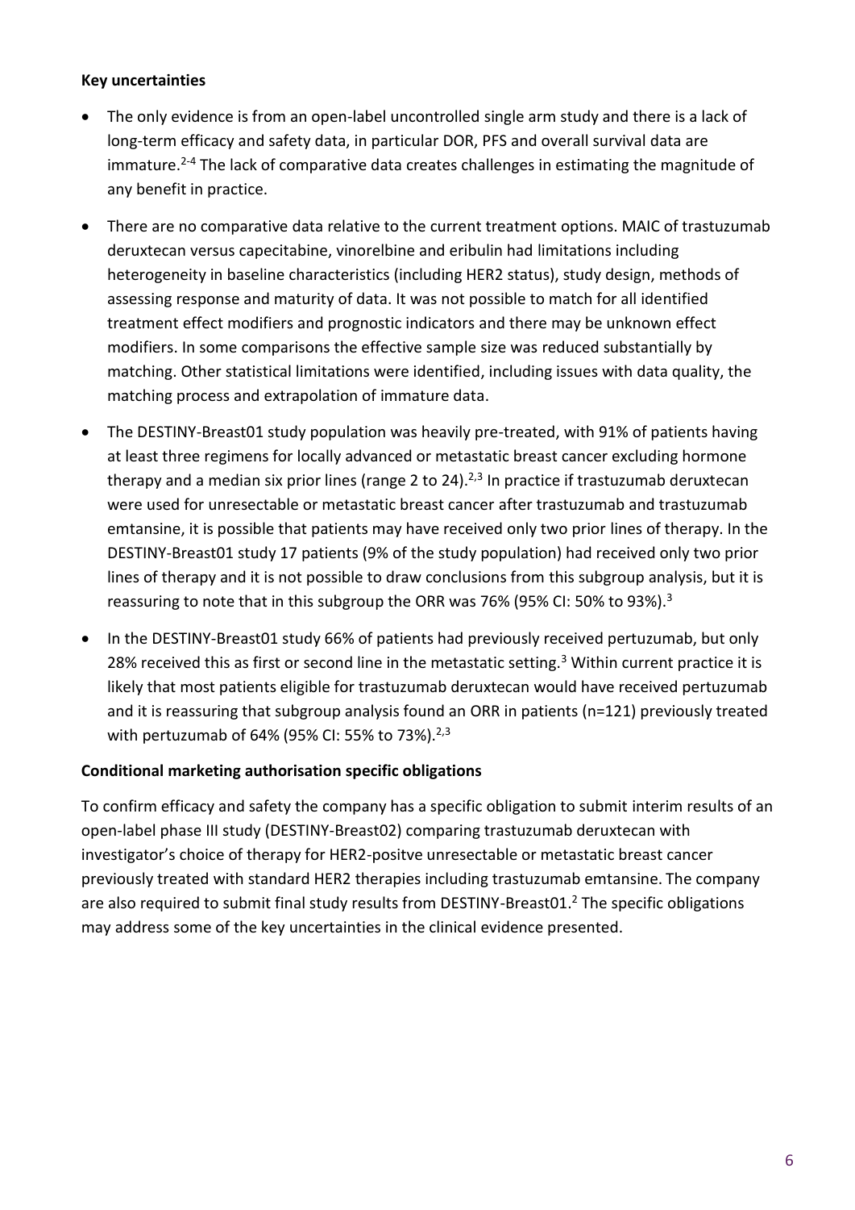**Key uncertainties**

- The only evidence is from an open-label uncontrolled single arm study and there is a lack of long-term efficacy and safety data, in particular DOR, PFS and overall survival data are immature.[2-4] The lack of comparative data creates challenges in estimating the magnitude of any benefit in practice.
- There are no comparative data relative to the current treatment options. MAIC of trastuzumab deruxtecan versus capecitabine, vinorelbine and eribulin had limitations including heterogeneity in baseline characteristics (including HER2 status), study design, methods of assessing response and maturity of data. It was not possible to match for all identified treatment effect modifiers and prognostic indicators and there may be unknown effect modifiers. In some comparisons the effective sample size was reduced substantially by matching. Other statistical limitations were identified, including issues with data quality, the matching process and extrapolation of immature data.
- The DESTINY-Breast01 study population was heavily pre-treated, with 91% of patients having at least three regimens for locally advanced or metastatic breast cancer excluding hormone therapy and a median six prior lines (range 2 to 24).[2,3] In practice if trastuzumab deruxtecan were used for unresectable or metastatic breast cancer after trastuzumab and trastuzumab emtansine, it is possible that patients may have received only two prior lines of therapy. In the DESTINY-Breast01 study 17 patients (9% of the study population) had received only two prior lines of therapy and it is not possible to draw conclusions from this subgroup analysis, but it is reassuring to note that in this subgroup the ORR was 76% (95% CI: 50% to 93%).[3]
- In the DESTINY-Breast01 study 66% of patients had previously received pertuzumab, but only 28% received this as first or second line in the metastatic setting.[3] Within current practice it is likely that most patients eligible for trastuzumab deruxtecan would have received pertuzumab and it is reassuring that subgroup analysis found an ORR in patients (n=121) previously treated with pertuzumab of 64% (95% CI: 55% to 73%).[2,3]

**Conditional marketing authorisation specific obligations**

To confirm efficacy and safety the company has a specific obligation to submit interim results of an open-label phase III study (DESTINY-Breast02) comparing trastuzumab deruxtecan with investigator's choice of therapy for HER2-positve unresectable or metastatic breast cancer previously treated with standard HER2 therapies including trastuzumab emtansine. The company are also required to submit final study results from DESTINY-Breast01.[2] The specific obligations may address some of the key uncertainties in the clinical evidence presented.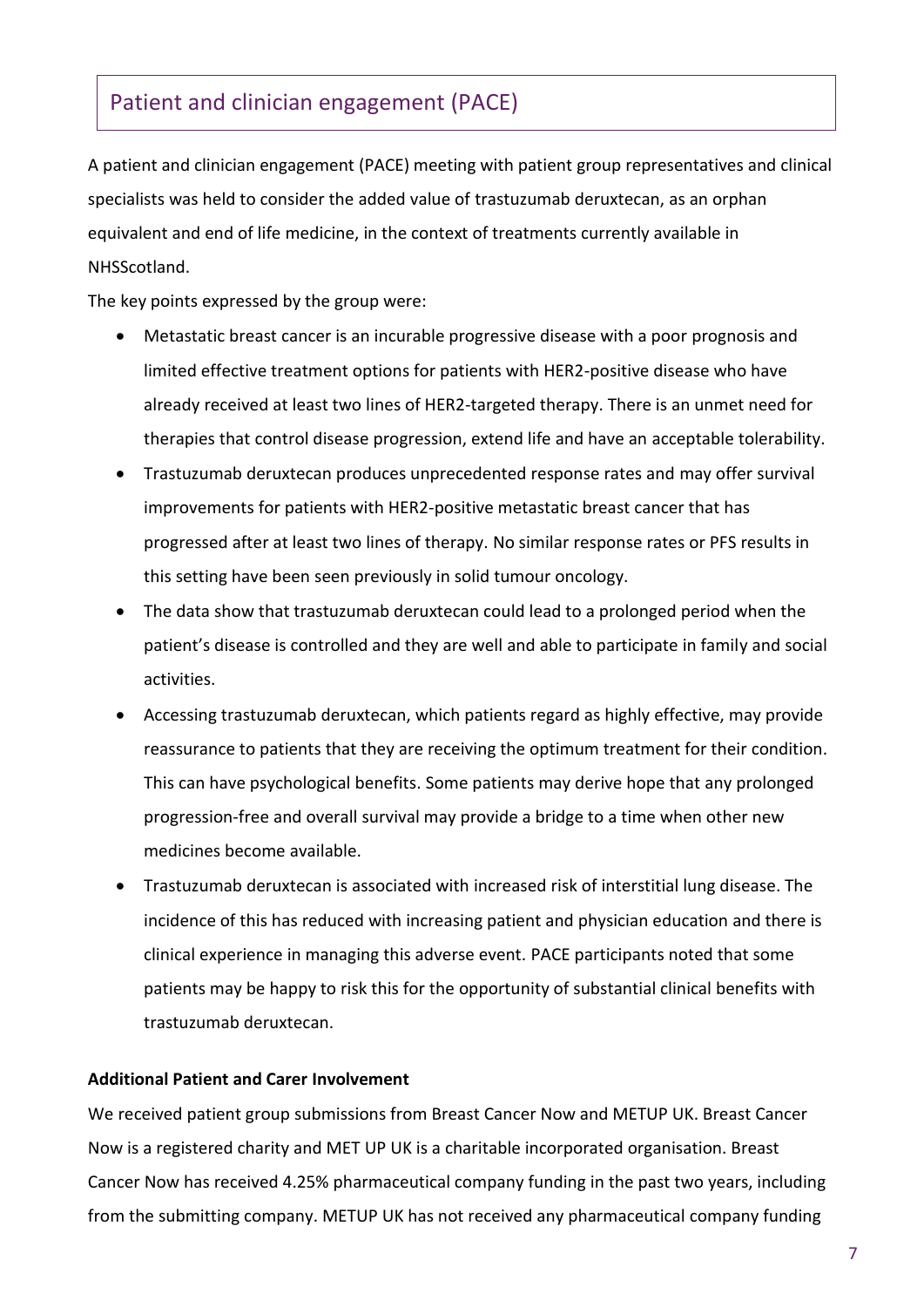## Patient and clinician engagement (PACE)

A patient and clinician engagement (PACE) meeting with patient group representatives and clinical specialists was held to consider the added value of trastuzumab deruxtecan, as an orphan equivalent and end of life medicine, in the context of treatments currently available in NHSScotland.

The key points expressed by the group were:

- Metastatic breast cancer is an incurable progressive disease with a poor prognosis and limited effective treatment options for patients with HER2-positive disease who have already received at least two lines of HER2-targeted therapy. There is an unmet need for therapies that control disease progression, extend life and have an acceptable tolerability.
- Trastuzumab deruxtecan produces unprecedented response rates and may offer survival improvements for patients with HER2-positive metastatic breast cancer that has progressed after at least two lines of therapy. No similar response rates or PFS results in this setting have been seen previously in solid tumour oncology.
- The data show that trastuzumab deruxtecan could lead to a prolonged period when the patient's disease is controlled and they are well and able to participate in family and social activities.
- Accessing trastuzumab deruxtecan, which patients regard as highly effective, may provide reassurance to patients that they are receiving the optimum treatment for their condition. This can have psychological benefits. Some patients may derive hope that any prolonged progression-free and overall survival may provide a bridge to a time when other new medicines become available.
- Trastuzumab deruxtecan is associated with increased risk of interstitial lung disease. The incidence of this has reduced with increasing patient and physician education and there is clinical experience in managing this adverse event. PACE participants noted that some patients may be happy to risk this for the opportunity of substantial clinical benefits with trastuzumab deruxtecan.

**Additional Patient and Carer Involvement**

We received patient group submissions from Breast Cancer Now and METUP UK. Breast Cancer Now is a registered charity and MET UP UK is a charitable incorporated organisation. Breast Cancer Now has received 4.25% pharmaceutical company funding in the past two years, including from the submitting company. METUP UK has not received any pharmaceutical company funding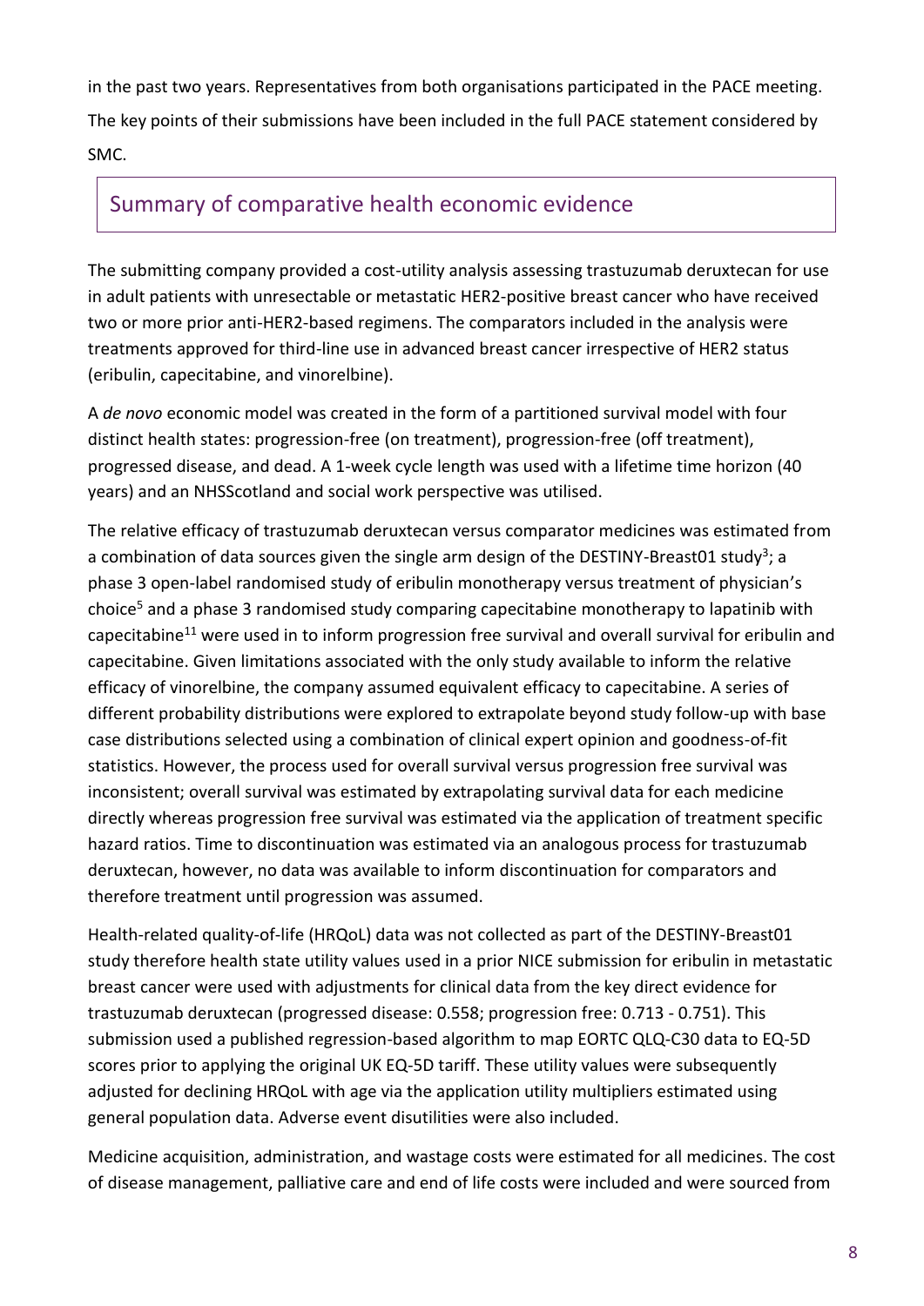in the past two years. Representatives from both organisations participated in the PACE meeting. The key points of their submissions have been included in the full PACE statement considered by SMC.

## Summary of comparative health economic evidence

The submitting company provided a cost-utility analysis assessing trastuzumab deruxtecan for use in adult patients with unresectable or metastatic HER2-positive breast cancer who have received two or more prior anti-HER2-based regimens. The comparators included in the analysis were treatments approved for third-line use in advanced breast cancer irrespective of HER2 status (eribulin, capecitabine, and vinorelbine).

A *de novo* economic model was created in the form of a partitioned survival model with four distinct health states: progression-free (on treatment), progression-free (off treatment), progressed disease, and dead. A 1-week cycle length was used with a lifetime time horizon (40 years) and an NHSScotland and social work perspective was utilised.

The relative efficacy of trastuzumab deruxtecan versus comparator medicines was estimated from a combination of data sources given the single arm design of the DESTINY-Breast01 study[3]; a phase 3 open-label randomised study of eribulin monotherapy versus treatment of physician's choice[5] and a phase 3 randomised study comparing capecitabine monotherapy to lapatinib with capecitabine[11] were used in to inform progression free survival and overall survival for eribulin and capecitabine. Given limitations associated with the only study available to inform the relative efficacy of vinorelbine, the company assumed equivalent efficacy to capecitabine. A series of different probability distributions were explored to extrapolate beyond study follow-up with base case distributions selected using a combination of clinical expert opinion and goodness-of-fit statistics. However, the process used for overall survival versus progression free survival was inconsistent; overall survival was estimated by extrapolating survival data for each medicine directly whereas progression free survival was estimated via the application of treatment specific hazard ratios. Time to discontinuation was estimated via an analogous process for trastuzumab deruxtecan, however, no data was available to inform discontinuation for comparators and therefore treatment until progression was assumed.

Health-related quality-of-life (HRQoL) data was not collected as part of the DESTINY-Breast01 study therefore health state utility values used in a prior NICE submission for eribulin in metastatic breast cancer were used with adjustments for clinical data from the key direct evidence for trastuzumab deruxtecan (progressed disease: 0.558; progression free: 0.713 - 0.751). This submission used a published regression-based algorithm to map EORTC QLQ-C30 data to EQ-5D scores prior to applying the original UK EQ-5D tariff. These utility values were subsequently adjusted for declining HRQoL with age via the application utility multipliers estimated using general population data. Adverse event disutilities were also included.

Medicine acquisition, administration, and wastage costs were estimated for all medicines. The cost of disease management, palliative care and end of life costs were included and were sourced from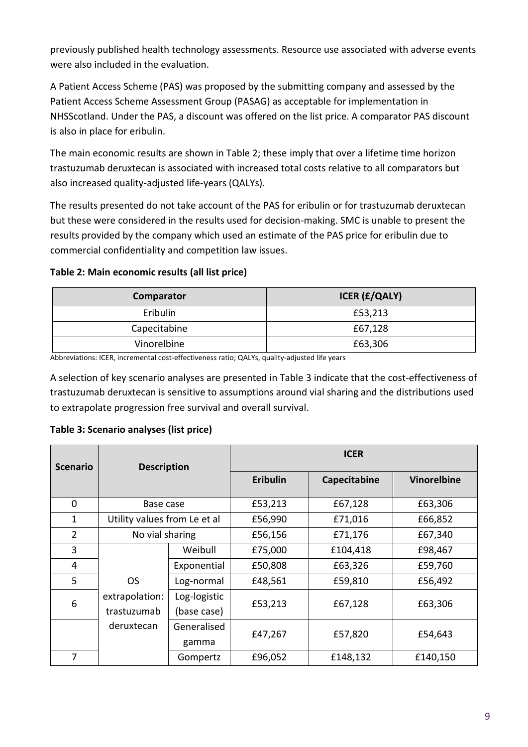previously published health technology assessments. Resource use associated with adverse events were also included in the evaluation.

A Patient Access Scheme (PAS) was proposed by the submitting company and assessed by the Patient Access Scheme Assessment Group (PASAG) as acceptable for implementation in NHSScotland. Under the PAS, a discount was offered on the list price. A comparator PAS discount is also in place for eribulin.

The main economic results are shown in Table 2; these imply that over a lifetime time horizon trastuzumab deruxtecan is associated with increased total costs relative to all comparators but also increased quality-adjusted life-years (QALYs).

The results presented do not take account of the PAS for eribulin or for trastuzumab deruxtecan but these were considered in the results used for decision-making. SMC is unable to present the results provided by the company which used an estimate of the PAS price for eribulin due to commercial confidentiality and competition law issues.

**Table 2: Main economic results (all list price)**

| Comparator | ICER (£/QALY) |
|---|---|
| Eribulin | £53,213 |
| Capecitabine | £67,128 |
| Vinorelbine | £63,306 |

Abbreviations: ICER, incremental cost-effectiveness ratio; QALYs, quality-adjusted life years

A selection of key scenario analyses are presented in Table 3 indicate that the cost-effectiveness of trastuzumab deruxtecan is sensitive to assumptions around vial sharing and the distributions used to extrapolate progression free survival and overall survival.

**Table 3: Scenario analyses (list price)**

| Scenario | Description | | ICER | | |
|---|---|---|---|---|---|
| | | | Eribulin | Capecitabine | Vinorelbine |
| 0 | Base case | | £53,213 | £67,128 | £63,306 |
| 1 | Utility values from Le et al | | £56,990 | £71,016 | £66,852 |
| 2 | No vial sharing | | £56,156 | £71,176 | £67,340 |
| 3 | OS extrapolation: trastuzumab deruxtecan | Weibull | £75,000 | £104,418 | £98,467 |
| 4 | | Exponential | £50,808 | £63,326 | £59,760 |
| 5 | | Log-normal | £48,561 | £59,810 | £56,492 |
| 6 | | Log-logistic (base case) | £53,213 | £67,128 | £63,306 |
| | | Generalised gamma | £47,267 | £57,820 | £54,643 |
| 7 | | Gompertz | £96,052 | £148,132 | £140,150 |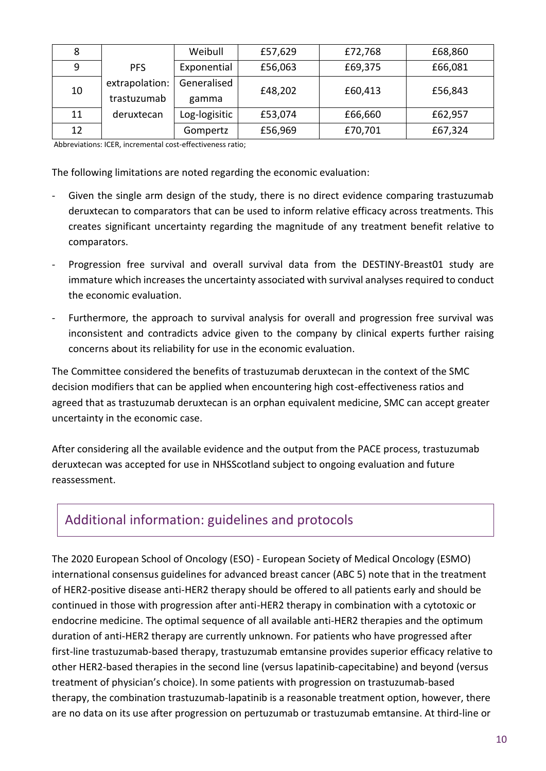| 8 | PFS extrapolation: trastuzumab deruxtecan | Weibull | £57,629 | £72,768 | £68,860 |
|---|---|---|---|---|---|
| 9 | | Exponential | £56,063 | £69,375 | £66,081 |
| 10 | | Generalised gamma | £48,202 | £60,413 | £56,843 |
| 11 | | Log-logisitic | £53,074 | £66,660 | £62,957 |
| 12 | | Gompertz | £56,969 | £70,701 | £67,324 |

Abbreviations: ICER, incremental cost-effectiveness ratio;

The following limitations are noted regarding the economic evaluation:

- Given the single arm design of the study, there is no direct evidence comparing trastuzumab deruxtecan to comparators that can be used to inform relative efficacy across treatments. This creates significant uncertainty regarding the magnitude of any treatment benefit relative to comparators.
- Progression free survival and overall survival data from the DESTINY-Breast01 study are immature which increases the uncertainty associated with survival analyses required to conduct the economic evaluation.
- Furthermore, the approach to survival analysis for overall and progression free survival was inconsistent and contradicts advice given to the company by clinical experts further raising concerns about its reliability for use in the economic evaluation.

The Committee considered the benefits of trastuzumab deruxtecan in the context of the SMC decision modifiers that can be applied when encountering high cost-effectiveness ratios and agreed that as trastuzumab deruxtecan is an orphan equivalent medicine, SMC can accept greater uncertainty in the economic case.

After considering all the available evidence and the output from the PACE process, trastuzumab deruxtecan was accepted for use in NHSScotland subject to ongoing evaluation and future reassessment.

## Additional information: guidelines and protocols

The 2020 European School of Oncology (ESO) - European Society of Medical Oncology (ESMO) international consensus guidelines for advanced breast cancer (ABC 5) note that in the treatment of HER2-positive disease anti-HER2 therapy should be offered to all patients early and should be continued in those with progression after anti-HER2 therapy in combination with a cytotoxic or endocrine medicine. The optimal sequence of all available anti-HER2 therapies and the optimum duration of anti-HER2 therapy are currently unknown. For patients who have progressed after first-line trastuzumab-based therapy, trastuzumab emtansine provides superior efficacy relative to other HER2-based therapies in the second line (versus lapatinib-capecitabine) and beyond (versus treatment of physician's choice). In some patients with progression on trastuzumab-based therapy, the combination trastuzumab-lapatinib is a reasonable treatment option, however, there are no data on its use after progression on pertuzumab or trastuzumab emtansine. At third-line or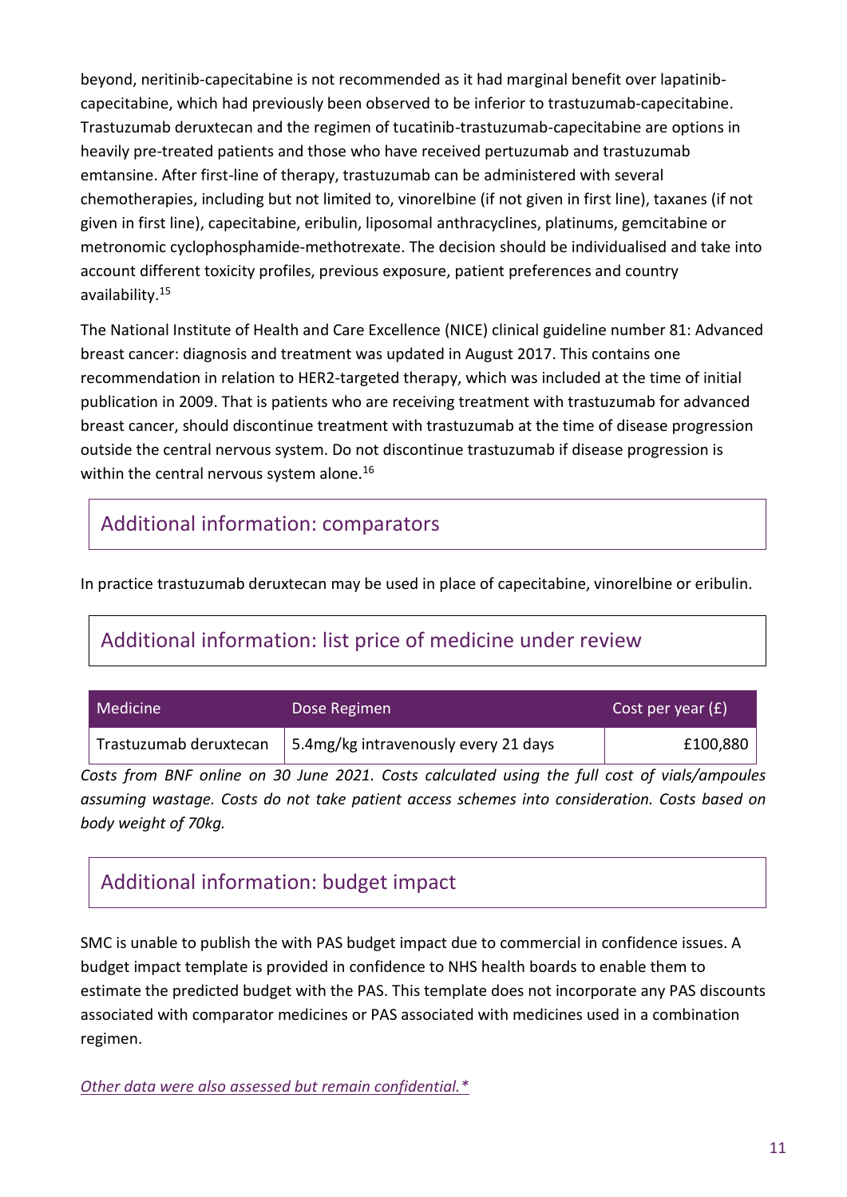beyond, neritinib-capecitabine is not recommended as it had marginal benefit over lapatinib-capecitabine, which had previously been observed to be inferior to trastuzumab-capecitabine. Trastuzumab deruxtecan and the regimen of tucatinib-trastuzumab-capecitabine are options in heavily pre-treated patients and those who have received pertuzumab and trastuzumab emtansine. After first-line of therapy, trastuzumab can be administered with several chemotherapies, including but not limited to, vinorelbine (if not given in first line), taxanes (if not given in first line), capecitabine, eribulin, liposomal anthracyclines, platinums, gemcitabine or metronomic cyclophosphamide-methotrexate. The decision should be individualised and take into account different toxicity profiles, previous exposure, patient preferences and country availability.[15]

The National Institute of Health and Care Excellence (NICE) clinical guideline number 81: Advanced breast cancer: diagnosis and treatment was updated in August 2017. This contains one recommendation in relation to HER2-targeted therapy, which was included at the time of initial publication in 2009. That is patients who are receiving treatment with trastuzumab for advanced breast cancer, should discontinue treatment with trastuzumab at the time of disease progression outside the central nervous system. Do not discontinue trastuzumab if disease progression is within the central nervous system alone.[16]

## Additional information: comparators

In practice trastuzumab deruxtecan may be used in place of capecitabine, vinorelbine or eribulin.

## Additional information: list price of medicine under review

| Medicine | Dose Regimen | Cost per year (£) |
|---|---|---|
| Trastuzumab deruxtecan | 5.4mg/kg intravenously every 21 days | £100,880 |

*Costs from BNF online on 30 June 2021. Costs calculated using the full cost of vials/ampoules assuming wastage. Costs do not take patient access schemes into consideration. Costs based on body weight of 70kg.*

## Additional information: budget impact

SMC is unable to publish the with PAS budget impact due to commercial in confidence issues. A budget impact template is provided in confidence to NHS health boards to enable them to estimate the predicted budget with the PAS. This template does not incorporate any PAS discounts associated with comparator medicines or PAS associated with medicines used in a combination regimen.

*Other data were also assessed but remain confidential.**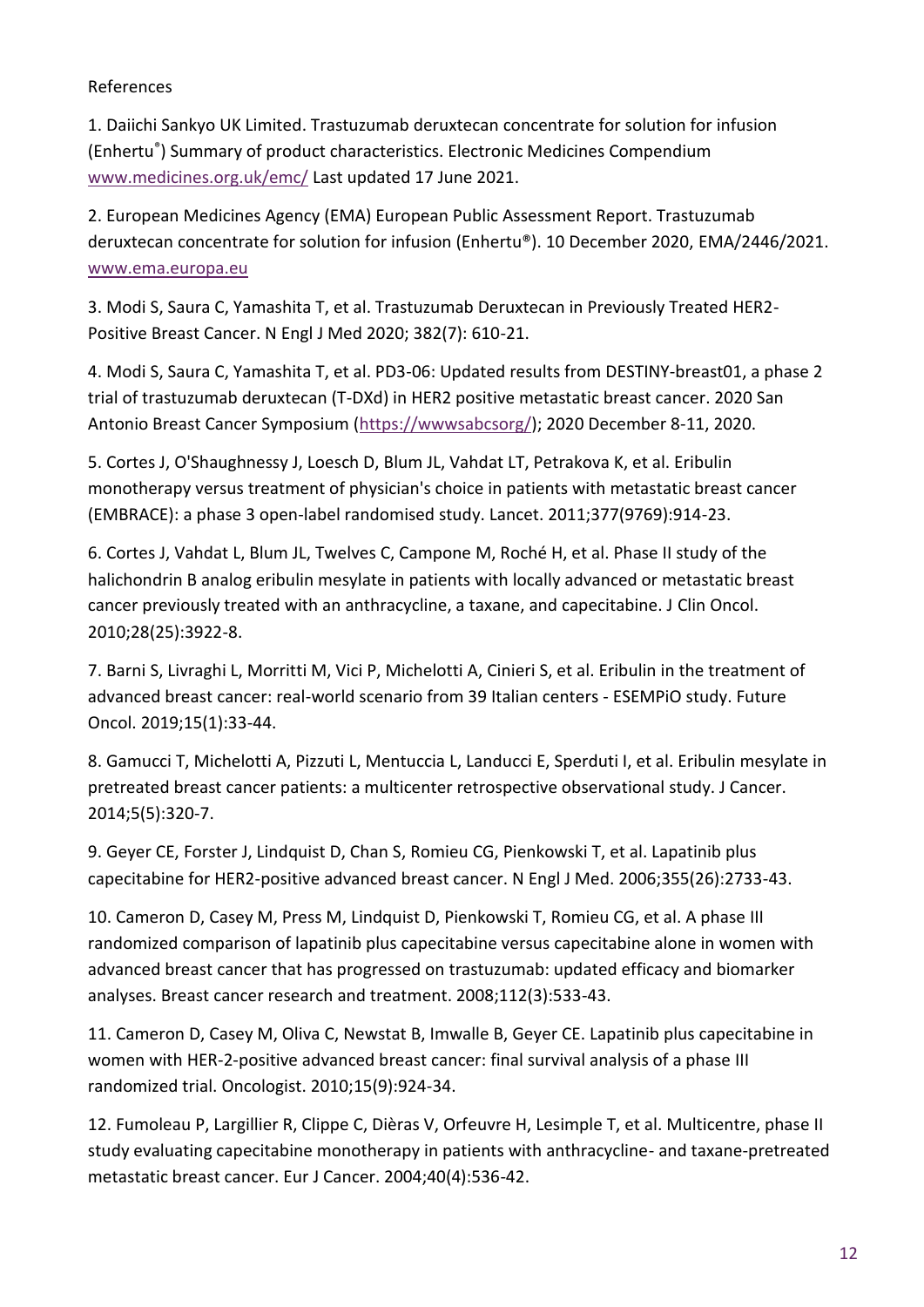References

1. Daiichi Sankyo UK Limited. Trastuzumab deruxtecan concentrate for solution for infusion (Enhertu®) Summary of product characteristics. Electronic Medicines Compendium [www.medicines.org.uk/emc/](http://www.medicines.org.uk/emc/) Last updated 17 June 2021.

2. European Medicines Agency (EMA) European Public Assessment Report. Trastuzumab deruxtecan concentrate for solution for infusion (Enhertu®). 10 December 2020, EMA/2446/2021. [www.ema.europa.eu](http://www.ema.europa.eu)

3. Modi S, Saura C, Yamashita T, et al. Trastuzumab Deruxtecan in Previously Treated HER2-Positive Breast Cancer. N Engl J Med 2020; 382(7): 610-21.

4. Modi S, Saura C, Yamashita T, et al. PD3-06: Updated results from DESTINY-breast01, a phase 2 trial of trastuzumab deruxtecan (T-DXd) in HER2 positive metastatic breast cancer. 2020 San Antonio Breast Cancer Symposium ([https://wwwsabcsorg/](https://wwwsabcsorg/)); 2020 December 8-11, 2020.

5. Cortes J, O'Shaughnessy J, Loesch D, Blum JL, Vahdat LT, Petrakova K, et al. Eribulin monotherapy versus treatment of physician's choice in patients with metastatic breast cancer (EMBRACE): a phase 3 open-label randomised study. Lancet. 2011;377(9769):914-23.

6. Cortes J, Vahdat L, Blum JL, Twelves C, Campone M, Roché H, et al. Phase II study of the halichondrin B analog eribulin mesylate in patients with locally advanced or metastatic breast cancer previously treated with an anthracycline, a taxane, and capecitabine. J Clin Oncol. 2010;28(25):3922-8.

7. Barni S, Livraghi L, Morritti M, Vici P, Michelotti A, Cinieri S, et al. Eribulin in the treatment of advanced breast cancer: real-world scenario from 39 Italian centers - ESEMPiO study. Future Oncol. 2019;15(1):33-44.

8. Gamucci T, Michelotti A, Pizzuti L, Mentuccia L, Landucci E, Sperduti I, et al. Eribulin mesylate in pretreated breast cancer patients: a multicenter retrospective observational study. J Cancer. 2014;5(5):320-7.

9. Geyer CE, Forster J, Lindquist D, Chan S, Romieu CG, Pienkowski T, et al. Lapatinib plus capecitabine for HER2-positive advanced breast cancer. N Engl J Med. 2006;355(26):2733-43.

10. Cameron D, Casey M, Press M, Lindquist D, Pienkowski T, Romieu CG, et al. A phase III randomized comparison of lapatinib plus capecitabine versus capecitabine alone in women with advanced breast cancer that has progressed on trastuzumab: updated efficacy and biomarker analyses. Breast cancer research and treatment. 2008;112(3):533-43.

11. Cameron D, Casey M, Oliva C, Newstat B, Imwalle B, Geyer CE. Lapatinib plus capecitabine in women with HER-2-positive advanced breast cancer: final survival analysis of a phase III randomized trial. Oncologist. 2010;15(9):924-34.

12. Fumoleau P, Largillier R, Clippe C, Dièras V, Orfeuvre H, Lesimple T, et al. Multicentre, phase II study evaluating capecitabine monotherapy in patients with anthracycline- and taxane-pretreated metastatic breast cancer. Eur J Cancer. 2004;40(4):536-42.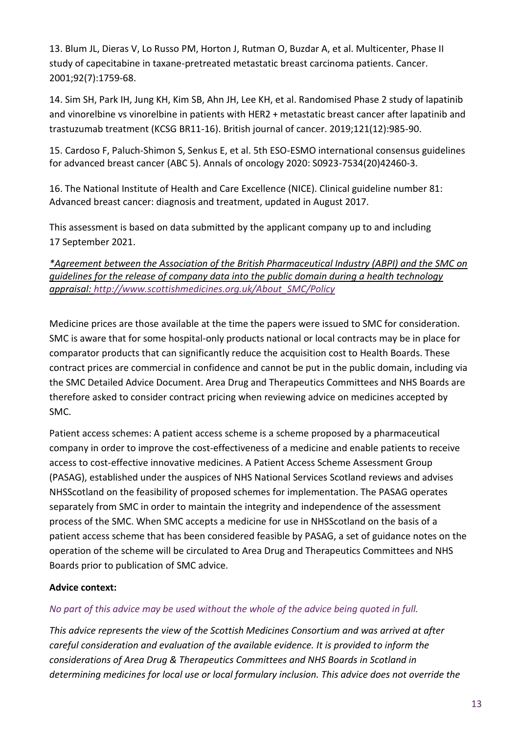13. Blum JL, Dieras V, Lo Russo PM, Horton J, Rutman O, Buzdar A, et al. Multicenter, Phase II study of capecitabine in taxane-pretreated metastatic breast carcinoma patients. Cancer. 2001;92(7):1759-68.

14. Sim SH, Park IH, Jung KH, Kim SB, Ahn JH, Lee KH, et al. Randomised Phase 2 study of lapatinib and vinorelbine vs vinorelbine in patients with HER2 + metastatic breast cancer after lapatinib and trastuzumab treatment (KCSG BR11-16). British journal of cancer. 2019;121(12):985-90.

15. Cardoso F, Paluch-Shimon S, Senkus E, et al. 5th ESO-ESMO international consensus guidelines for advanced breast cancer (ABC 5). Annals of oncology 2020: S0923-7534(20)42460-3.

16. The National Institute of Health and Care Excellence (NICE). Clinical guideline number 81: Advanced breast cancer: diagnosis and treatment, updated in August 2017.

This assessment is based on data submitted by the applicant company up to and including 17 September 2021.

*\*Agreement between the Association of the British Pharmaceutical Industry (ABPI) and the SMC on guidelines for the release of company data into the public domain during a health technology appraisal: http://www.scottishmedicines.org.uk/About_SMC/Policy*

Medicine prices are those available at the time the papers were issued to SMC for consideration. SMC is aware that for some hospital-only products national or local contracts may be in place for comparator products that can significantly reduce the acquisition cost to Health Boards. These contract prices are commercial in confidence and cannot be put in the public domain, including via the SMC Detailed Advice Document. Area Drug and Therapeutics Committees and NHS Boards are therefore asked to consider contract pricing when reviewing advice on medicines accepted by SMC.

Patient access schemes: A patient access scheme is a scheme proposed by a pharmaceutical company in order to improve the cost-effectiveness of a medicine and enable patients to receive access to cost-effective innovative medicines. A Patient Access Scheme Assessment Group (PASAG), established under the auspices of NHS National Services Scotland reviews and advises NHSScotland on the feasibility of proposed schemes for implementation. The PASAG operates separately from SMC in order to maintain the integrity and independence of the assessment process of the SMC. When SMC accepts a medicine for use in NHSScotland on the basis of a patient access scheme that has been considered feasible by PASAG, a set of guidance notes on the operation of the scheme will be circulated to Area Drug and Therapeutics Committees and NHS Boards prior to publication of SMC advice.

**Advice context:**

*No part of this advice may be used without the whole of the advice being quoted in full.*

*This advice represents the view of the Scottish Medicines Consortium and was arrived at after careful consideration and evaluation of the available evidence. It is provided to inform the considerations of Area Drug & Therapeutics Committees and NHS Boards in Scotland in determining medicines for local use or local formulary inclusion. This advice does not override the*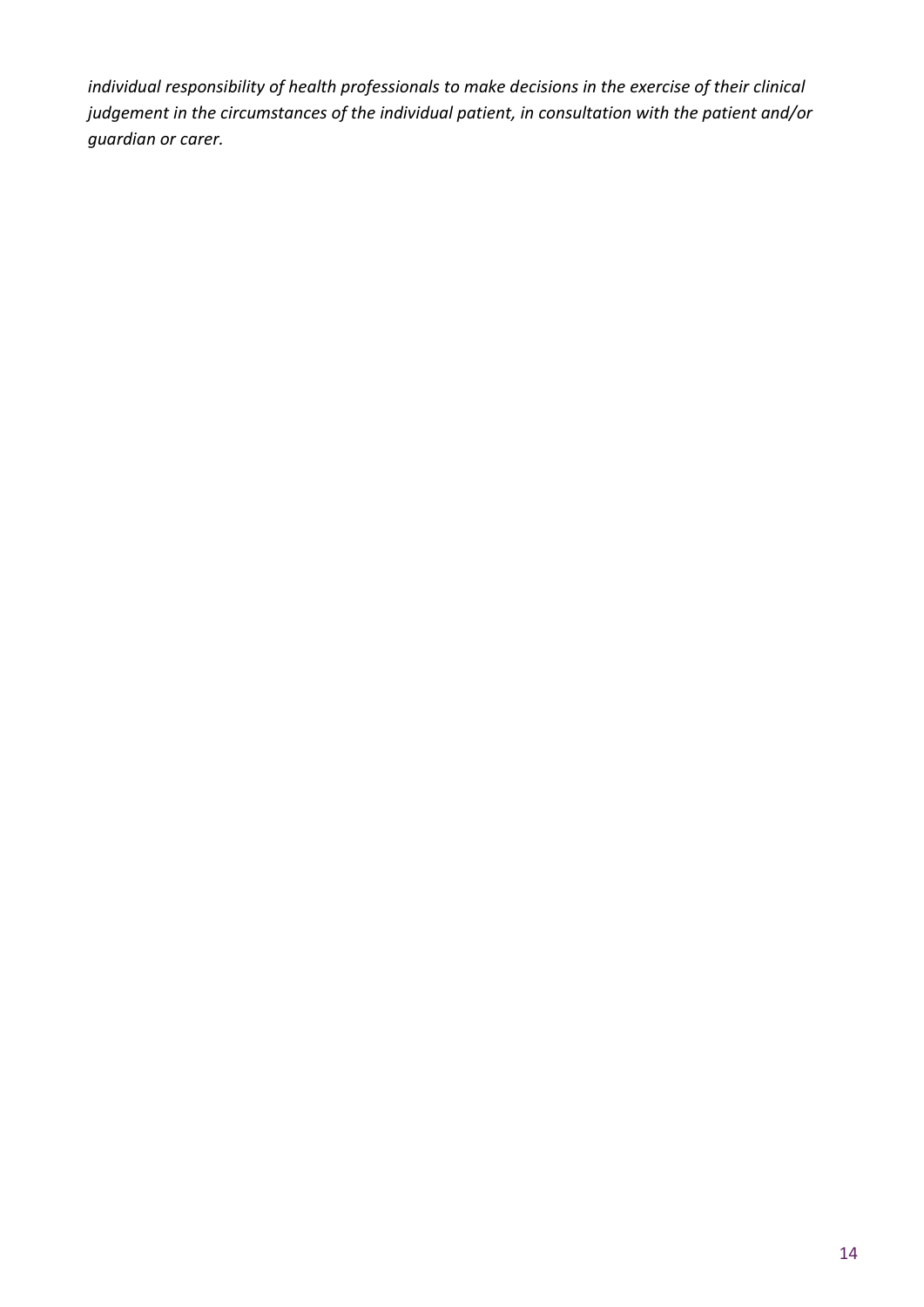*individual responsibility of health professionals to make decisions in the exercise of their clinical judgement in the circumstances of the individual patient, in consultation with the patient and/or guardian or carer.*